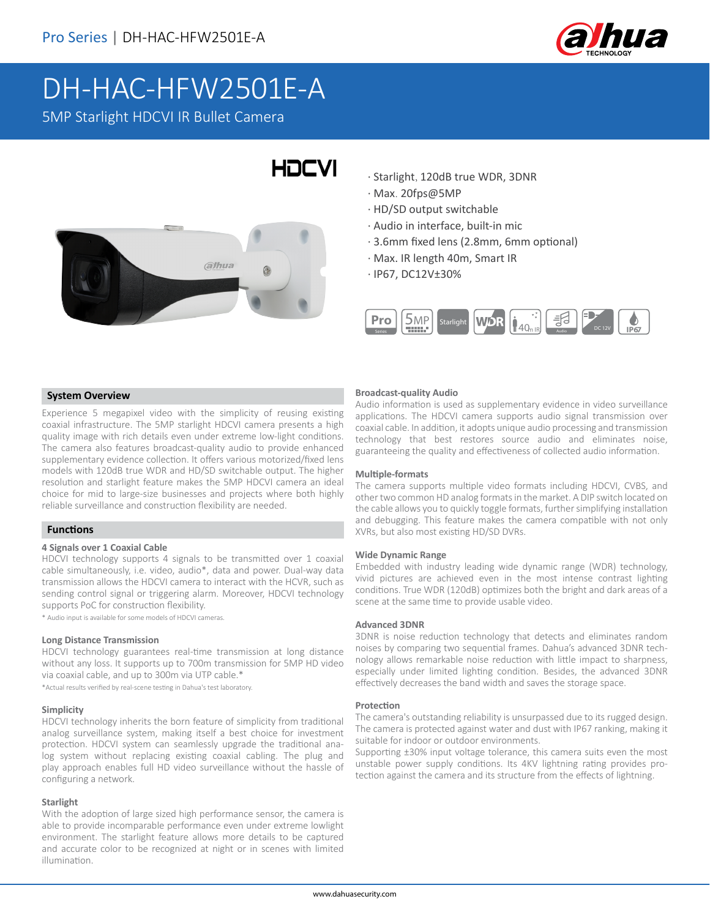Pro Series | DH-HAC-HFW2501E-A

# DH-HAC-HFW2501E-A

5MP Starlight HDCVI IR Bullet Camera

HDCVI

- Starlight, 120dB true WDR, 3DNR
- Max. 20fps@5MP
- HD/SD output switchable
- Audio in interface, built-in mic
- 3.6mm fixed lens (2.8mm, 6mm optional)
- Max. IR length 40m, Smart IR
- IP67, DC12V±30%

## System Overview

Experience 5 megapixel video with the simplicity of reusing existing coaxial infrastructure. The 5MP starlight HDCVI camera presents a high quality image with rich details even under extreme low-light conditions. The camera also features broadcast-quality audio to provide enhanced supplementary evidence collection. It offers various motorized/fixed lens models with 120dB true WDR and HD/SD switchable output. The higher resolution and starlight feature makes the 5MP HDCVI camera an ideal choice for mid to large-size businesses and projects where both highly reliable surveillance and construction flexibility are needed.

## Functions

### 4 Signals over 1 Coaxial Cable

HDCVI technology supports 4 signals to be transmitted over 1 coaxial cable simultaneously, i.e. video, audio*, data and power. Dual-way data transmission allows the HDCVI camera to interact with the HCVR, such as sending control signal or triggering alarm. Moreover, HDCVI technology supports PoC for construction flexibility.

* Audio input is available for some models of HDCVI cameras.

### Long Distance Transmission

HDCVI technology guarantees real-time transmission at long distance without any loss. It supports up to 700m transmission for 5MP HD video via coaxial cable, and up to 300m via UTP cable.*

*Actual results verified by real-scene testing in Dahua's test laboratory.

### Simplicity

HDCVI technology inherits the born feature of simplicity from traditional analog surveillance system, making itself a best choice for investment protection. HDCVI system can seamlessly upgrade the traditional analog system without replacing existing coaxial cabling. The plug and play approach enables full HD video surveillance without the hassle of configuring a network.

### Starlight

With the adoption of large sized high performance sensor, the camera is able to provide incomparable performance even under extreme lowlight environment. The starlight feature allows more details to be captured and accurate color to be recognized at night or in scenes with limited illumination.

### Broadcast-quality Audio

Audio information is used as supplementary evidence in video surveillance applications. The HDCVI camera supports audio signal transmission over coaxial cable. In addition, it adopts unique audio processing and transmission technology that best restores source audio and eliminates noise, guaranteeing the quality and effectiveness of collected audio information.

### Multiple-formats

The camera supports multiple video formats including HDCVI, CVBS, and other two common HD analog formats in the market. A DIP switch located on the cable allows you to quickly toggle formats, further simplifying installation and debugging. This feature makes the camera compatible with not only XVRs, but also most existing HD/SD DVRs.

### Wide Dynamic Range

Embedded with industry leading wide dynamic range (WDR) technology, vivid pictures are achieved even in the most intense contrast lighting conditions. True WDR (120dB) optimizes both the bright and dark areas of a scene at the same time to provide usable video.

### Advanced 3DNR

3DNR is noise reduction technology that detects and eliminates random noises by comparing two sequential frames. Dahua's advanced 3DNR technology allows remarkable noise reduction with little impact to sharpness, especially under limited lighting condition. Besides, the advanced 3DNR effectively decreases the band width and saves the storage space.

### Protection

The camera's outstanding reliability is unsurpassed due to its rugged design. The camera is protected against water and dust with IP67 ranking, making it suitable for indoor or outdoor environments.

Supporting ±30% input voltage tolerance, this camera suits even the most unstable power supply conditions. Its 4KV lightning rating provides protection against the camera and its structure from the effects of lightning.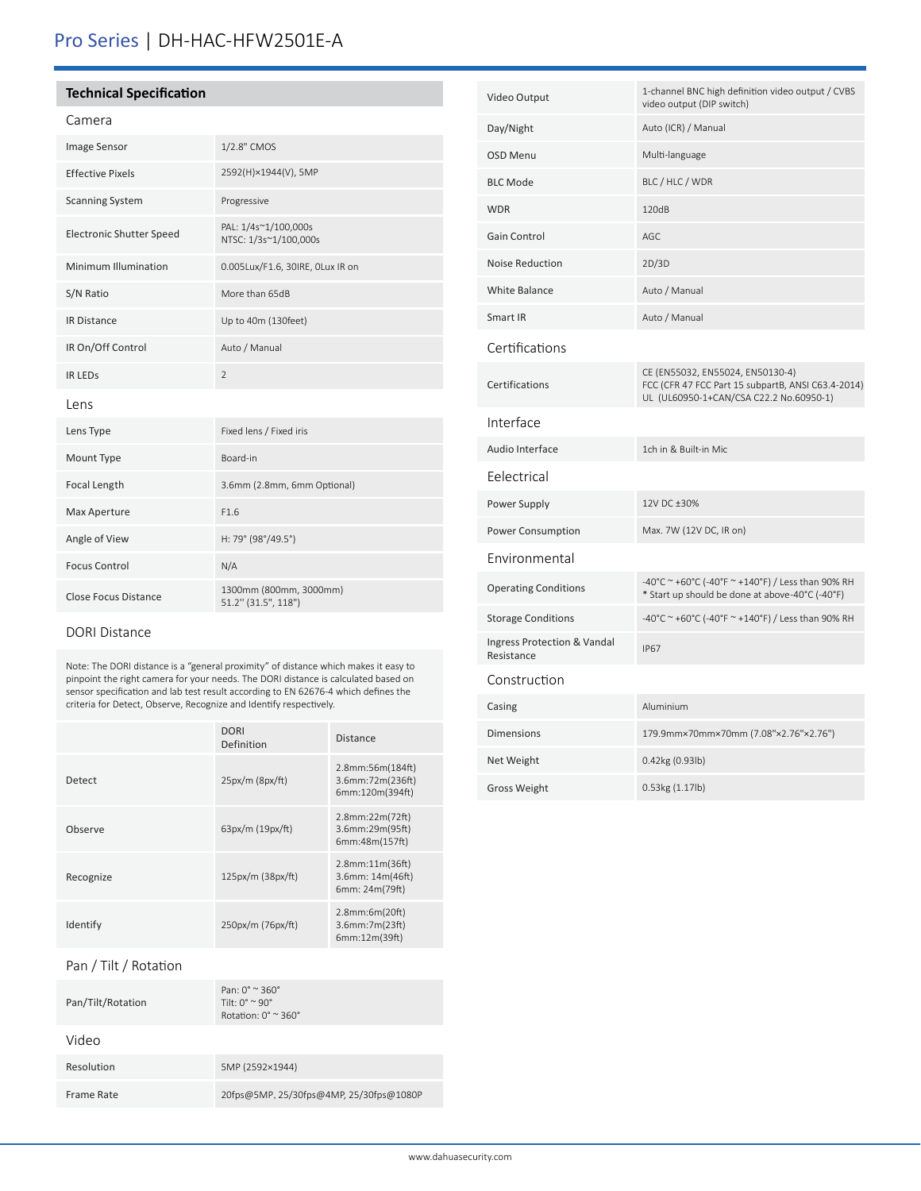# Pro Series | DH-HAC-HFW2501E-A

## Technical Specification

### Camera

| | |
|---|---|
| Image Sensor | 1/2.8" CMOS |
| Effective Pixels | 2592(H)×1944(V), 5MP |
| Scanning System | Progressive |
| Electronic Shutter Speed | PAL: 1/4s~1/100,000s<br>NTSC: 1/3s~1/100,000s |
| Minimum Illumination | 0.005Lux/F1.6, 30IRE, 0Lux IR on |
| S/N Ratio | More than 65dB |
| IR Distance | Up to 40m (130feet) |
| IR On/Off Control | Auto / Manual |
| IR LEDs | 2 |

### Lens

| | |
|---|---|
| Lens Type | Fixed lens / Fixed iris |
| Mount Type | Board-in |
| Focal Length | 3.6mm (2.8mm, 6mm Optional) |
| Max Aperture | F1.6 |
| Angle of View | H: 79° (98°/49.5°) |
| Focus Control | N/A |
| Close Focus Distance | 1300mm (800mm, 3000mm)<br>51.2'' (31.5", 118") |

### DORI Distance

Note: The DORI distance is a "general proximity" of distance which makes it easy to pinpoint the right camera for your needs. The DORI distance is calculated based on sensor specification and lab test result according to EN 62676-4 which defines the criteria for Detect, Observe, Recognize and Identify respectively.

| | DORI Definition | Distance |
|---|---|---|
| Detect | 25px/m (8px/ft) | 2.8mm:56m(184ft)<br>3.6mm:72m(236ft)<br>6mm:120m(394ft) |
| Observe | 63px/m (19px/ft) | 2.8mm:22m(72ft)<br>3.6mm:29m(95ft)<br>6mm:48m(157ft) |
| Recognize | 125px/m (38px/ft) | 2.8mm:11m(36ft)<br>3.6mm: 14m(46ft)<br>6mm: 24m(79ft) |
| Identify | 250px/m (76px/ft) | 2.8mm:6m(20ft)<br>3.6mm:7m(23ft)<br>6mm:12m(39ft) |

### Pan / Tilt / Rotation

| | |
|---|---|
| Pan/Tilt/Rotation | Pan: 0° ~ 360°<br>Tilt: 0° ~ 90°<br>Rotation: 0° ~ 360° |

### Video

| | |
|---|---|
| Resolution | 5MP (2592×1944) |
| Frame Rate | 20fps@5MP, 25/30fps@4MP, 25/30fps@1080P |
| Video Output | 1-channel BNC high definition video output / CVBS video output (DIP switch) |
| Day/Night | Auto (ICR) / Manual |
| OSD Menu | Multi-language |
| BLC Mode | BLC / HLC / WDR |
| WDR | 120dB |
| Gain Control | AGC |
| Noise Reduction | 2D/3D |
| White Balance | Auto / Manual |
| Smart IR | Auto / Manual |

### Certifications

| | |
|---|---|
| Certifications | CE (EN55032, EN55024, EN50130-4)<br>FCC (CFR 47 FCC Part 15 subpartB, ANSI C63.4-2014)<br>UL (UL60950-1+CAN/CSA C22.2 No.60950-1) |

### Interface

| | |
|---|---|
| Audio Interface | 1ch in & Built-in Mic |

### Eelectrical

| | |
|---|---|
| Power Supply | 12V DC ±30% |
| Power Consumption | Max. 7W (12V DC, IR on) |

### Environmental

| | |
|---|---|
| Operating Conditions | -40°C ~ +60°C (-40°F ~ +140°F) / Less than 90% RH<br>* Start up should be done at above-40°C (-40°F) |
| Storage Conditions | -40°C ~ +60°C (-40°F ~ +140°F) / Less than 90% RH |
| Ingress Protection & Vandal Resistance | IP67 |

### Construction

| | |
|---|---|
| Casing | Aluminium |
| Dimensions | 179.9mm×70mm×70mm (7.08"×2.76"×2.76") |
| Net Weight | 0.42kg (0.93lb) |
| Gross Weight | 0.53kg (1.17lb) |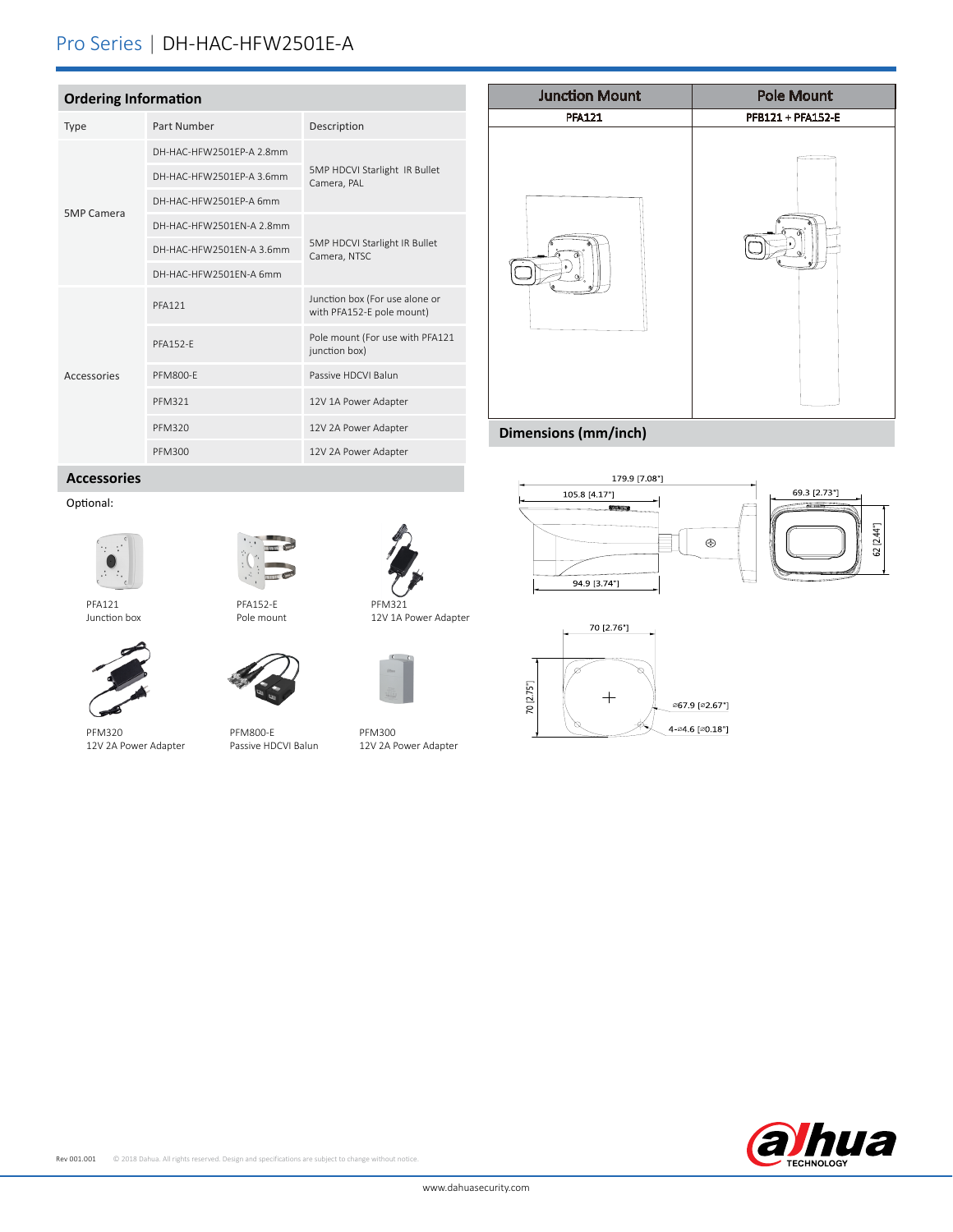# Pro Series | DH-HAC-HFW2501E-A

## Ordering Information

| Type | Part Number | Description |
|---|---|---|
| 5MP Camera | DH-HAC-HFW2501EP-A 2.8mm | 5MP HDCVI Starlight IR Bullet Camera, PAL |
| | DH-HAC-HFW2501EP-A 3.6mm | |
| | DH-HAC-HFW2501EP-A 6mm | |
| | DH-HAC-HFW2501EN-A 2.8mm | 5MP HDCVI Starlight IR Bullet Camera, NTSC |
| | DH-HAC-HFW2501EN-A 3.6mm | |
| | DH-HAC-HFW2501EN-A 6mm | |
| Accessories | PFA121 | Junction box (For use alone or with PFA152-E pole mount) |
| | PFA152-E | Pole mount (For use with PFA121 junction box) |
| | PFM800-E | Passive HDCVI Balun |
| | PFM321 | 12V 1A Power Adapter |
| | PFM320 | 12V 2A Power Adapter |
| | PFM300 | 12V 2A Power Adapter |

| Junction Mount | Pole Mount |
|---|---|
| PFA121 | PFB121 + PFA152-E |

## Accessories

Optional:

PFA121
Junction box

PFA152-E
Pole mount

PFM321
12V 1A Power Adapter

PFM320
12V 2A Power Adapter

PFM800-E
Passive HDCVI Balun

PFM300
12V 2A Power Adapter

## Dimensions (mm/inch)

179.9 [7.08"]
105.8 [4.17"]
94.9 [3.74"]
69.3 [2.73"]
62 [2.44"]
70 [2.76"]
70 [2.75"]
⌀67.9 [⌀2.67"]
4-⌀4.6 [⌀0.18"]

Rev 001.001 © 2018 Dahua. All rights reserved. Design and specifications are subject to change without notice.

www.dahuasecurity.com